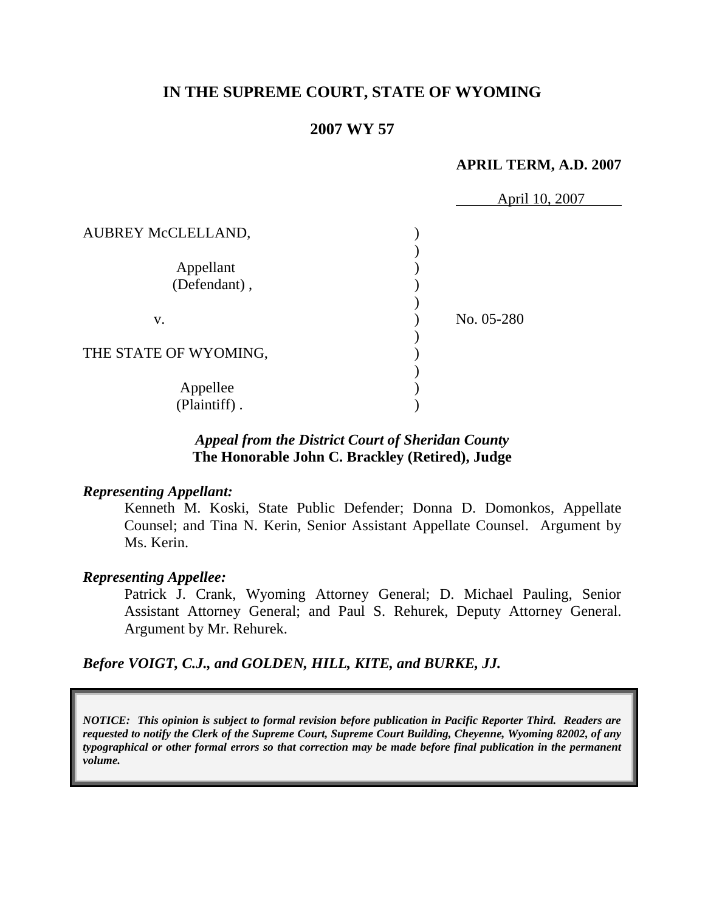# IN THE SUPREME COURT, STATE OF WYOMING

## 2007 WY 57

**APRIL TERM, A.D. 2007**

April 10, 2007

| | | |
|---|---|---|
| AUBREY McCLELLAND, | ) | |
| Appellant (Defendant), | ) | |
| v. | ) | No. 05-280 |
| THE STATE OF WYOMING, | ) | |
| Appellee (Plaintiff). | ) | |

***Appeal from the District Court of Sheridan County***
**The Honorable John C. Brackley (Retired), Judge**

***Representing Appellant:***

Kenneth M. Koski, State Public Defender; Donna D. Domonkos, Appellate Counsel; and Tina N. Kerin, Senior Assistant Appellate Counsel. Argument by Ms. Kerin.

***Representing Appellee:***

Patrick J. Crank, Wyoming Attorney General; D. Michael Pauling, Senior Assistant Attorney General; and Paul S. Rehurek, Deputy Attorney General. Argument by Mr. Rehurek.

***Before VOIGT, C.J., and GOLDEN, HILL, KITE, and BURKE, JJ.***

***NOTICE: This opinion is subject to formal revision before publication in Pacific Reporter Third. Readers are requested to notify the Clerk of the Supreme Court, Supreme Court Building, Cheyenne, Wyoming 82002, of any typographical or other formal errors so that correction may be made before final publication in the permanent volume.***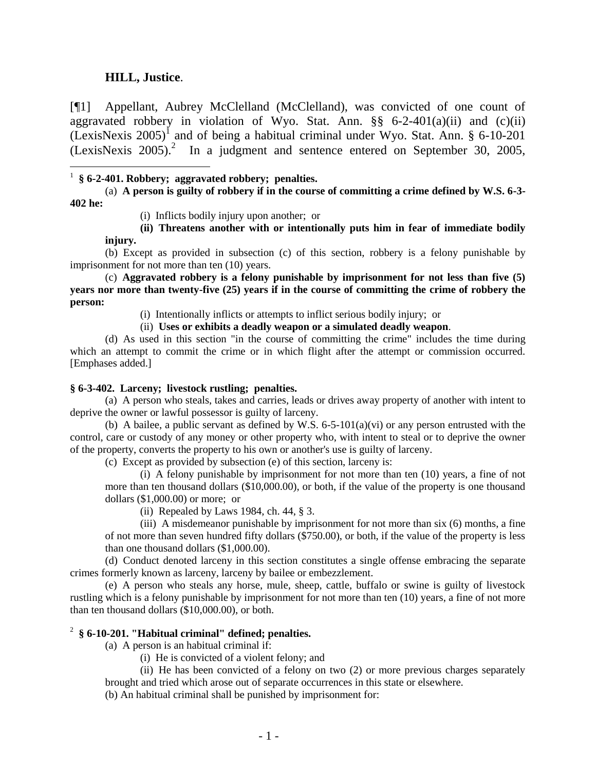**HILL, Justice**.

[¶1] Appellant, Aubrey McClelland (McClelland), was convicted of one count of aggravated robbery in violation of Wyo. Stat. Ann. §§ 6-2-401(a)(ii) and (c)(ii) (LexisNexis 2005)[1] and of being a habitual criminal under Wyo. Stat. Ann. § 6-10-201 (LexisNexis 2005).[2] In a judgment and sentence entered on September 30, 2005,

---

[1] **§ 6-2-401. Robbery; aggravated robbery; penalties.**

(a) **A person is guilty of robbery if in the course of committing a crime defined by W.S. 6-3-402 he:**

(i) Inflicts bodily injury upon another; or

**(ii) Threatens another with or intentionally puts him in fear of immediate bodily injury.**

(b) Except as provided in subsection (c) of this section, robbery is a felony punishable by imprisonment for not more than ten (10) years.

(c) **Aggravated robbery is a felony punishable by imprisonment for not less than five (5) years nor more than twenty-five (25) years if in the course of committing the crime of robbery the person:**

(i) Intentionally inflicts or attempts to inflict serious bodily injury; or

(ii) **Uses or exhibits a deadly weapon or a simulated deadly weapon**.

(d) As used in this section "in the course of committing the crime" includes the time during which an attempt to commit the crime or in which flight after the attempt or commission occurred. [Emphases added.]

**§ 6-3-402. Larceny; livestock rustling; penalties.**

(a) A person who steals, takes and carries, leads or drives away property of another with intent to deprive the owner or lawful possessor is guilty of larceny.

(b) A bailee, a public servant as defined by W.S. 6-5-101(a)(vi) or any person entrusted with the control, care or custody of any money or other property who, with intent to steal or to deprive the owner of the property, converts the property to his own or another's use is guilty of larceny.

(c) Except as provided by subsection (e) of this section, larceny is:

(i) A felony punishable by imprisonment for not more than ten (10) years, a fine of not more than ten thousand dollars ($10,000.00), or both, if the value of the property is one thousand dollars ($1,000.00) or more; or

(ii) Repealed by Laws 1984, ch. 44, § 3.

(iii) A misdemeanor punishable by imprisonment for not more than six (6) months, a fine of not more than seven hundred fifty dollars ($750.00), or both, if the value of the property is less than one thousand dollars ($1,000.00).

(d) Conduct denoted larceny in this section constitutes a single offense embracing the separate crimes formerly known as larceny, larceny by bailee or embezzlement.

(e) A person who steals any horse, mule, sheep, cattle, buffalo or swine is guilty of livestock rustling which is a felony punishable by imprisonment for not more than ten (10) years, a fine of not more than ten thousand dollars ($10,000.00), or both.

[2] **§ 6-10-201. "Habitual criminal" defined; penalties.**

(a) A person is an habitual criminal if:

(i) He is convicted of a violent felony; and

(ii) He has been convicted of a felony on two (2) or more previous charges separately brought and tried which arose out of separate occurrences in this state or elsewhere.

(b) An habitual criminal shall be punished by imprisonment for: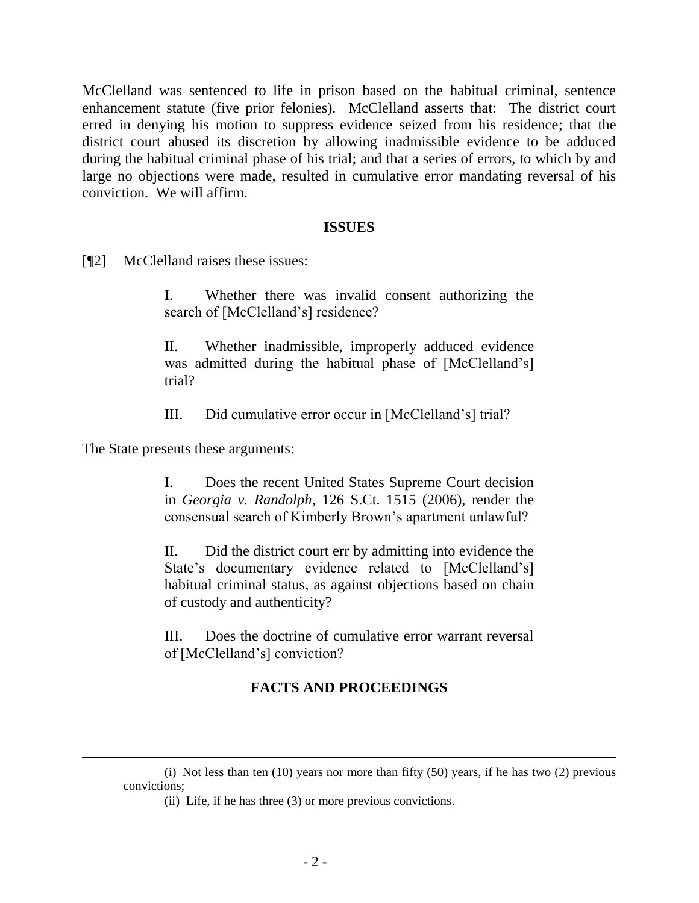McClelland was sentenced to life in prison based on the habitual criminal, sentence enhancement statute (five prior felonies). McClelland asserts that: The district court erred in denying his motion to suppress evidence seized from his residence; that the district court abused its discretion by allowing inadmissible evidence to be adduced during the habitual criminal phase of his trial; and that a series of errors, to which by and large no objections were made, resulted in cumulative error mandating reversal of his conviction. We will affirm.

## ISSUES

[¶2] McClelland raises these issues:

> I. Whether there was invalid consent authorizing the search of [McClelland's] residence?
>
> II. Whether inadmissible, improperly adduced evidence was admitted during the habitual phase of [McClelland's] trial?
>
> III. Did cumulative error occur in [McClelland's] trial?

The State presents these arguments:

> I. Does the recent United States Supreme Court decision in *Georgia v. Randolph*, 126 S.Ct. 1515 (2006), render the consensual search of Kimberly Brown's apartment unlawful?
>
> II. Did the district court err by admitting into evidence the State's documentary evidence related to [McClelland's] habitual criminal status, as against objections based on chain of custody and authenticity?
>
> III. Does the doctrine of cumulative error warrant reversal of [McClelland's] conviction?

## FACTS AND PROCEEDINGS

---

(i) Not less than ten (10) years nor more than fifty (50) years, if he has two (2) previous convictions;

(ii) Life, if he has three (3) or more previous convictions.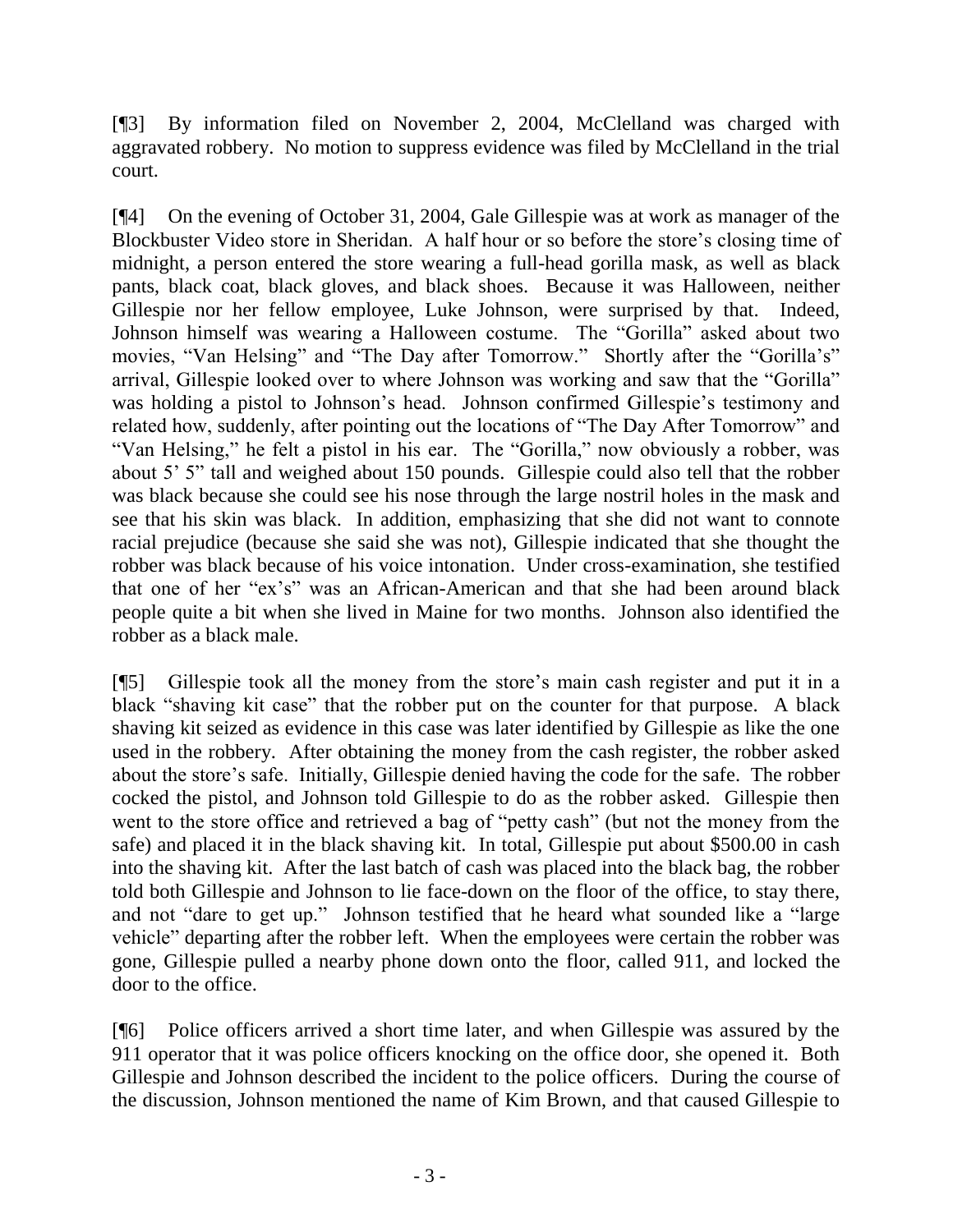[¶3] By information filed on November 2, 2004, McClelland was charged with aggravated robbery. No motion to suppress evidence was filed by McClelland in the trial court.

[¶4] On the evening of October 31, 2004, Gale Gillespie was at work as manager of the Blockbuster Video store in Sheridan. A half hour or so before the store's closing time of midnight, a person entered the store wearing a full-head gorilla mask, as well as black pants, black coat, black gloves, and black shoes. Because it was Halloween, neither Gillespie nor her fellow employee, Luke Johnson, were surprised by that. Indeed, Johnson himself was wearing a Halloween costume. The "Gorilla" asked about two movies, "Van Helsing" and "The Day after Tomorrow." Shortly after the "Gorilla's" arrival, Gillespie looked over to where Johnson was working and saw that the "Gorilla" was holding a pistol to Johnson's head. Johnson confirmed Gillespie's testimony and related how, suddenly, after pointing out the locations of "The Day After Tomorrow" and "Van Helsing," he felt a pistol in his ear. The "Gorilla," now obviously a robber, was about 5' 5" tall and weighed about 150 pounds. Gillespie could also tell that the robber was black because she could see his nose through the large nostril holes in the mask and see that his skin was black. In addition, emphasizing that she did not want to connote racial prejudice (because she said she was not), Gillespie indicated that she thought the robber was black because of his voice intonation. Under cross-examination, she testified that one of her "ex's" was an African-American and that she had been around black people quite a bit when she lived in Maine for two months. Johnson also identified the robber as a black male.

[¶5] Gillespie took all the money from the store's main cash register and put it in a black "shaving kit case" that the robber put on the counter for that purpose. A black shaving kit seized as evidence in this case was later identified by Gillespie as like the one used in the robbery. After obtaining the money from the cash register, the robber asked about the store's safe. Initially, Gillespie denied having the code for the safe. The robber cocked the pistol, and Johnson told Gillespie to do as the robber asked. Gillespie then went to the store office and retrieved a bag of "petty cash" (but not the money from the safe) and placed it in the black shaving kit. In total, Gillespie put about $500.00 in cash into the shaving kit. After the last batch of cash was placed into the black bag, the robber told both Gillespie and Johnson to lie face-down on the floor of the office, to stay there, and not "dare to get up." Johnson testified that he heard what sounded like a "large vehicle" departing after the robber left. When the employees were certain the robber was gone, Gillespie pulled a nearby phone down onto the floor, called 911, and locked the door to the office.

[¶6] Police officers arrived a short time later, and when Gillespie was assured by the 911 operator that it was police officers knocking on the office door, she opened it. Both Gillespie and Johnson described the incident to the police officers. During the course of the discussion, Johnson mentioned the name of Kim Brown, and that caused Gillespie to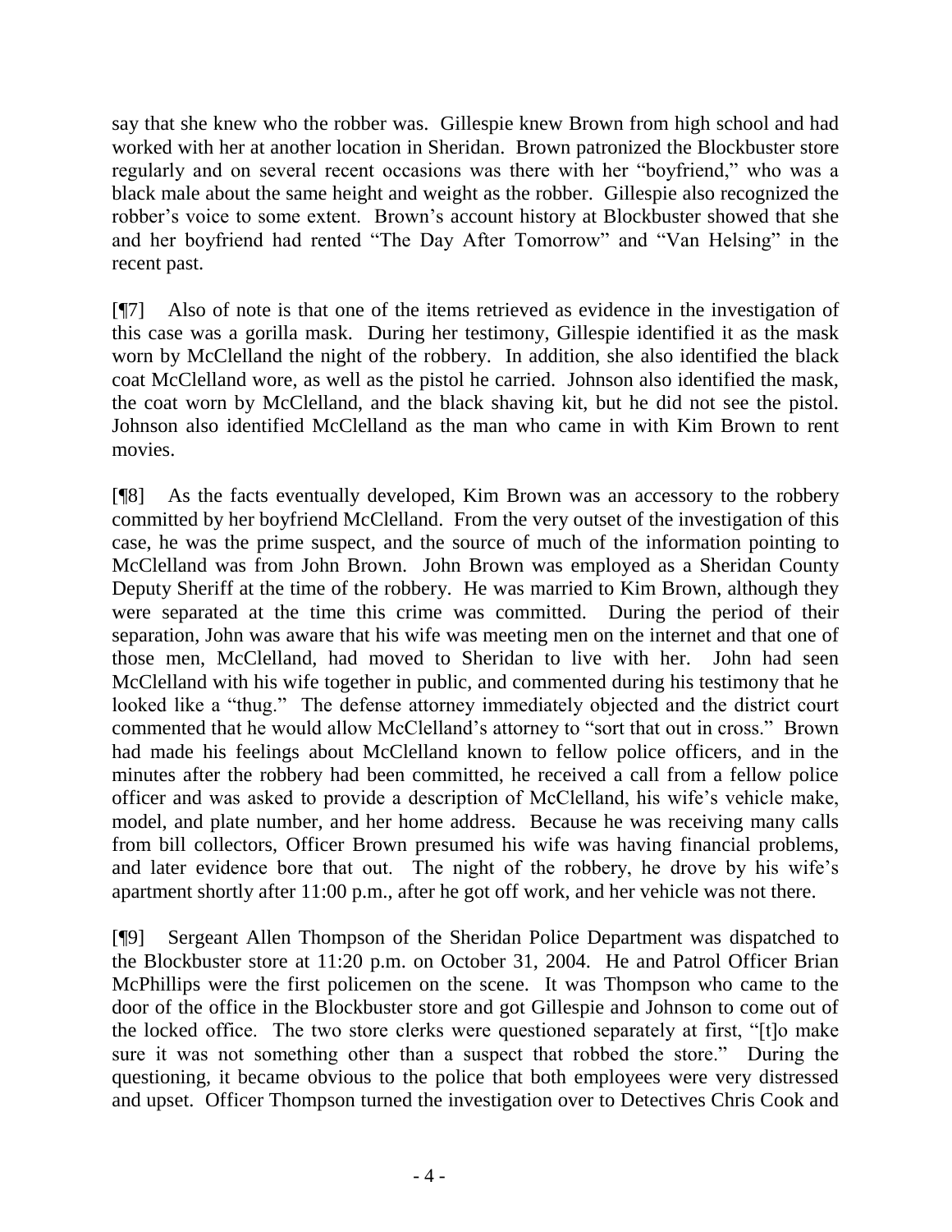say that she knew who the robber was. Gillespie knew Brown from high school and had worked with her at another location in Sheridan. Brown patronized the Blockbuster store regularly and on several recent occasions was there with her "boyfriend," who was a black male about the same height and weight as the robber. Gillespie also recognized the robber's voice to some extent. Brown's account history at Blockbuster showed that she and her boyfriend had rented "The Day After Tomorrow" and "Van Helsing" in the recent past.

[¶7] Also of note is that one of the items retrieved as evidence in the investigation of this case was a gorilla mask. During her testimony, Gillespie identified it as the mask worn by McClelland the night of the robbery. In addition, she also identified the black coat McClelland wore, as well as the pistol he carried. Johnson also identified the mask, the coat worn by McClelland, and the black shaving kit, but he did not see the pistol. Johnson also identified McClelland as the man who came in with Kim Brown to rent movies.

[¶8] As the facts eventually developed, Kim Brown was an accessory to the robbery committed by her boyfriend McClelland. From the very outset of the investigation of this case, he was the prime suspect, and the source of much of the information pointing to McClelland was from John Brown. John Brown was employed as a Sheridan County Deputy Sheriff at the time of the robbery. He was married to Kim Brown, although they were separated at the time this crime was committed. During the period of their separation, John was aware that his wife was meeting men on the internet and that one of those men, McClelland, had moved to Sheridan to live with her. John had seen McClelland with his wife together in public, and commented during his testimony that he looked like a "thug." The defense attorney immediately objected and the district court commented that he would allow McClelland's attorney to "sort that out in cross." Brown had made his feelings about McClelland known to fellow police officers, and in the minutes after the robbery had been committed, he received a call from a fellow police officer and was asked to provide a description of McClelland, his wife's vehicle make, model, and plate number, and her home address. Because he was receiving many calls from bill collectors, Officer Brown presumed his wife was having financial problems, and later evidence bore that out. The night of the robbery, he drove by his wife's apartment shortly after 11:00 p.m., after he got off work, and her vehicle was not there.

[¶9] Sergeant Allen Thompson of the Sheridan Police Department was dispatched to the Blockbuster store at 11:20 p.m. on October 31, 2004. He and Patrol Officer Brian McPhillips were the first policemen on the scene. It was Thompson who came to the door of the office in the Blockbuster store and got Gillespie and Johnson to come out of the locked office. The two store clerks were questioned separately at first, "[t]o make sure it was not something other than a suspect that robbed the store." During the questioning, it became obvious to the police that both employees were very distressed and upset. Officer Thompson turned the investigation over to Detectives Chris Cook and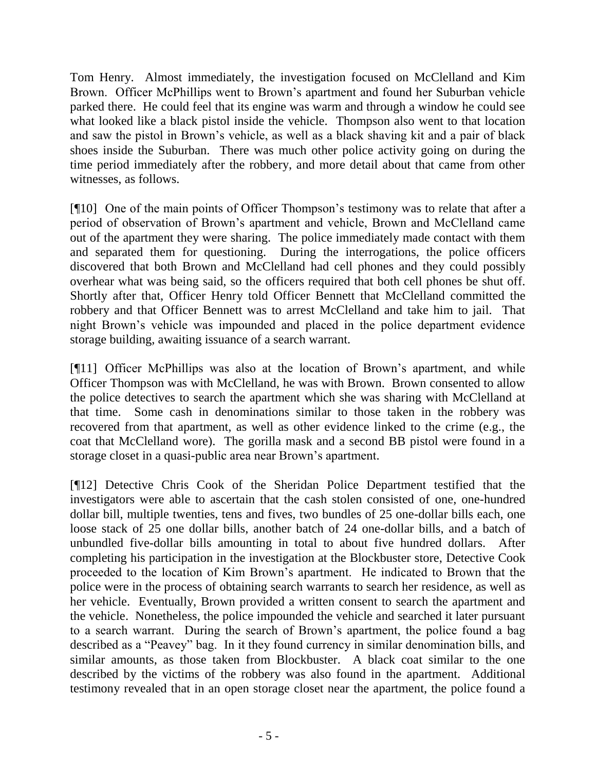Tom Henry. Almost immediately, the investigation focused on McClelland and Kim Brown. Officer McPhillips went to Brown's apartment and found her Suburban vehicle parked there. He could feel that its engine was warm and through a window he could see what looked like a black pistol inside the vehicle. Thompson also went to that location and saw the pistol in Brown's vehicle, as well as a black shaving kit and a pair of black shoes inside the Suburban. There was much other police activity going on during the time period immediately after the robbery, and more detail about that came from other witnesses, as follows.

[¶10] One of the main points of Officer Thompson's testimony was to relate that after a period of observation of Brown's apartment and vehicle, Brown and McClelland came out of the apartment they were sharing. The police immediately made contact with them and separated them for questioning. During the interrogations, the police officers discovered that both Brown and McClelland had cell phones and they could possibly overhear what was being said, so the officers required that both cell phones be shut off. Shortly after that, Officer Henry told Officer Bennett that McClelland committed the robbery and that Officer Bennett was to arrest McClelland and take him to jail. That night Brown's vehicle was impounded and placed in the police department evidence storage building, awaiting issuance of a search warrant.

[¶11] Officer McPhillips was also at the location of Brown's apartment, and while Officer Thompson was with McClelland, he was with Brown. Brown consented to allow the police detectives to search the apartment which she was sharing with McClelland at that time. Some cash in denominations similar to those taken in the robbery was recovered from that apartment, as well as other evidence linked to the crime (e.g., the coat that McClelland wore). The gorilla mask and a second BB pistol were found in a storage closet in a quasi-public area near Brown's apartment.

[¶12] Detective Chris Cook of the Sheridan Police Department testified that the investigators were able to ascertain that the cash stolen consisted of one, one-hundred dollar bill, multiple twenties, tens and fives, two bundles of 25 one-dollar bills each, one loose stack of 25 one dollar bills, another batch of 24 one-dollar bills, and a batch of unbundled five-dollar bills amounting in total to about five hundred dollars. After completing his participation in the investigation at the Blockbuster store, Detective Cook proceeded to the location of Kim Brown's apartment. He indicated to Brown that the police were in the process of obtaining search warrants to search her residence, as well as her vehicle. Eventually, Brown provided a written consent to search the apartment and the vehicle. Nonetheless, the police impounded the vehicle and searched it later pursuant to a search warrant. During the search of Brown's apartment, the police found a bag described as a "Peavey" bag. In it they found currency in similar denomination bills, and similar amounts, as those taken from Blockbuster. A black coat similar to the one described by the victims of the robbery was also found in the apartment. Additional testimony revealed that in an open storage closet near the apartment, the police found a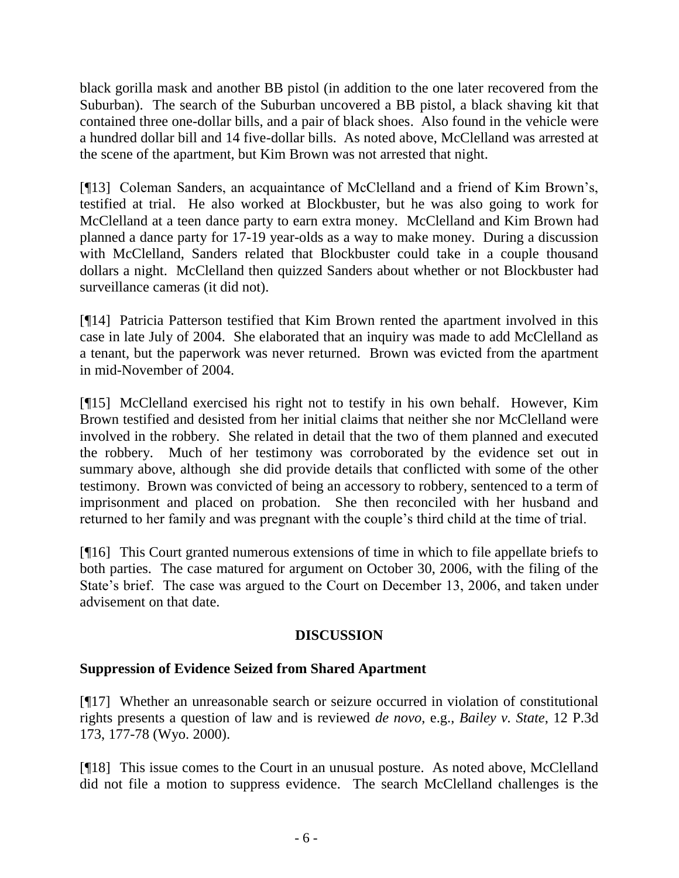black gorilla mask and another BB pistol (in addition to the one later recovered from the Suburban). The search of the Suburban uncovered a BB pistol, a black shaving kit that contained three one-dollar bills, and a pair of black shoes. Also found in the vehicle were a hundred dollar bill and 14 five-dollar bills. As noted above, McClelland was arrested at the scene of the apartment, but Kim Brown was not arrested that night.

[¶13] Coleman Sanders, an acquaintance of McClelland and a friend of Kim Brown's, testified at trial. He also worked at Blockbuster, but he was also going to work for McClelland at a teen dance party to earn extra money. McClelland and Kim Brown had planned a dance party for 17-19 year-olds as a way to make money. During a discussion with McClelland, Sanders related that Blockbuster could take in a couple thousand dollars a night. McClelland then quizzed Sanders about whether or not Blockbuster had surveillance cameras (it did not).

[¶14] Patricia Patterson testified that Kim Brown rented the apartment involved in this case in late July of 2004. She elaborated that an inquiry was made to add McClelland as a tenant, but the paperwork was never returned. Brown was evicted from the apartment in mid-November of 2004.

[¶15] McClelland exercised his right not to testify in his own behalf. However, Kim Brown testified and desisted from her initial claims that neither she nor McClelland were involved in the robbery. She related in detail that the two of them planned and executed the robbery. Much of her testimony was corroborated by the evidence set out in summary above, although she did provide details that conflicted with some of the other testimony. Brown was convicted of being an accessory to robbery, sentenced to a term of imprisonment and placed on probation. She then reconciled with her husband and returned to her family and was pregnant with the couple's third child at the time of trial.

[¶16] This Court granted numerous extensions of time in which to file appellate briefs to both parties. The case matured for argument on October 30, 2006, with the filing of the State's brief. The case was argued to the Court on December 13, 2006, and taken under advisement on that date.

## DISCUSSION

### Suppression of Evidence Seized from Shared Apartment

[¶17] Whether an unreasonable search or seizure occurred in violation of constitutional rights presents a question of law and is reviewed *de novo*, e.g., *Bailey v. State*, 12 P.3d 173, 177-78 (Wyo. 2000).

[¶18] This issue comes to the Court in an unusual posture. As noted above, McClelland did not file a motion to suppress evidence. The search McClelland challenges is the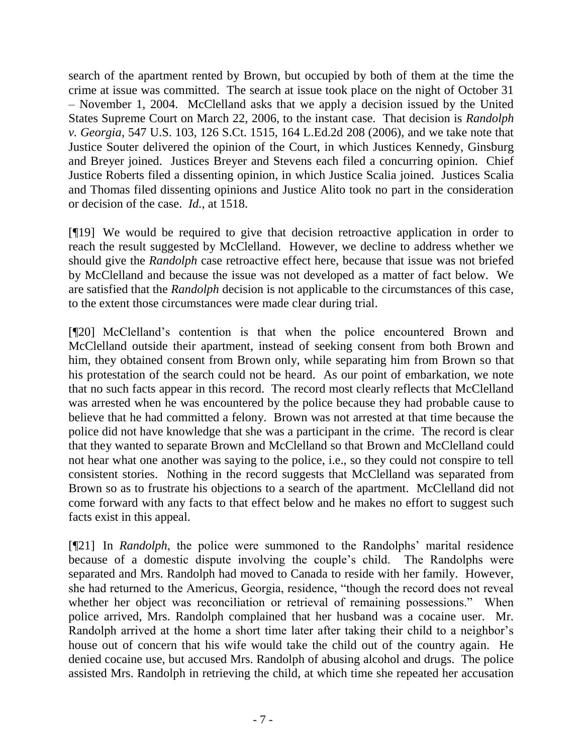search of the apartment rented by Brown, but occupied by both of them at the time the crime at issue was committed. The search at issue took place on the night of October 31 – November 1, 2004. McClelland asks that we apply a decision issued by the United States Supreme Court on March 22, 2006, to the instant case. That decision is *Randolph v. Georgia*, 547 U.S. 103, 126 S.Ct. 1515, 164 L.Ed.2d 208 (2006), and we take note that Justice Souter delivered the opinion of the Court, in which Justices Kennedy, Ginsburg and Breyer joined. Justices Breyer and Stevens each filed a concurring opinion. Chief Justice Roberts filed a dissenting opinion, in which Justice Scalia joined. Justices Scalia and Thomas filed dissenting opinions and Justice Alito took no part in the consideration or decision of the case. *Id.*, at 1518.

[¶19] We would be required to give that decision retroactive application in order to reach the result suggested by McClelland. However, we decline to address whether we should give the *Randolph* case retroactive effect here, because that issue was not briefed by McClelland and because the issue was not developed as a matter of fact below. We are satisfied that the *Randolph* decision is not applicable to the circumstances of this case, to the extent those circumstances were made clear during trial.

[¶20] McClelland's contention is that when the police encountered Brown and McClelland outside their apartment, instead of seeking consent from both Brown and him, they obtained consent from Brown only, while separating him from Brown so that his protestation of the search could not be heard. As our point of embarkation, we note that no such facts appear in this record. The record most clearly reflects that McClelland was arrested when he was encountered by the police because they had probable cause to believe that he had committed a felony. Brown was not arrested at that time because the police did not have knowledge that she was a participant in the crime. The record is clear that they wanted to separate Brown and McClelland so that Brown and McClelland could not hear what one another was saying to the police, i.e., so they could not conspire to tell consistent stories. Nothing in the record suggests that McClelland was separated from Brown so as to frustrate his objections to a search of the apartment. McClelland did not come forward with any facts to that effect below and he makes no effort to suggest such facts exist in this appeal.

[¶21] In *Randolph*, the police were summoned to the Randolphs' marital residence because of a domestic dispute involving the couple's child. The Randolphs were separated and Mrs. Randolph had moved to Canada to reside with her family. However, she had returned to the Americus, Georgia, residence, "though the record does not reveal whether her object was reconciliation or retrieval of remaining possessions." When police arrived, Mrs. Randolph complained that her husband was a cocaine user. Mr. Randolph arrived at the home a short time later after taking their child to a neighbor's house out of concern that his wife would take the child out of the country again. He denied cocaine use, but accused Mrs. Randolph of abusing alcohol and drugs. The police assisted Mrs. Randolph in retrieving the child, at which time she repeated her accusation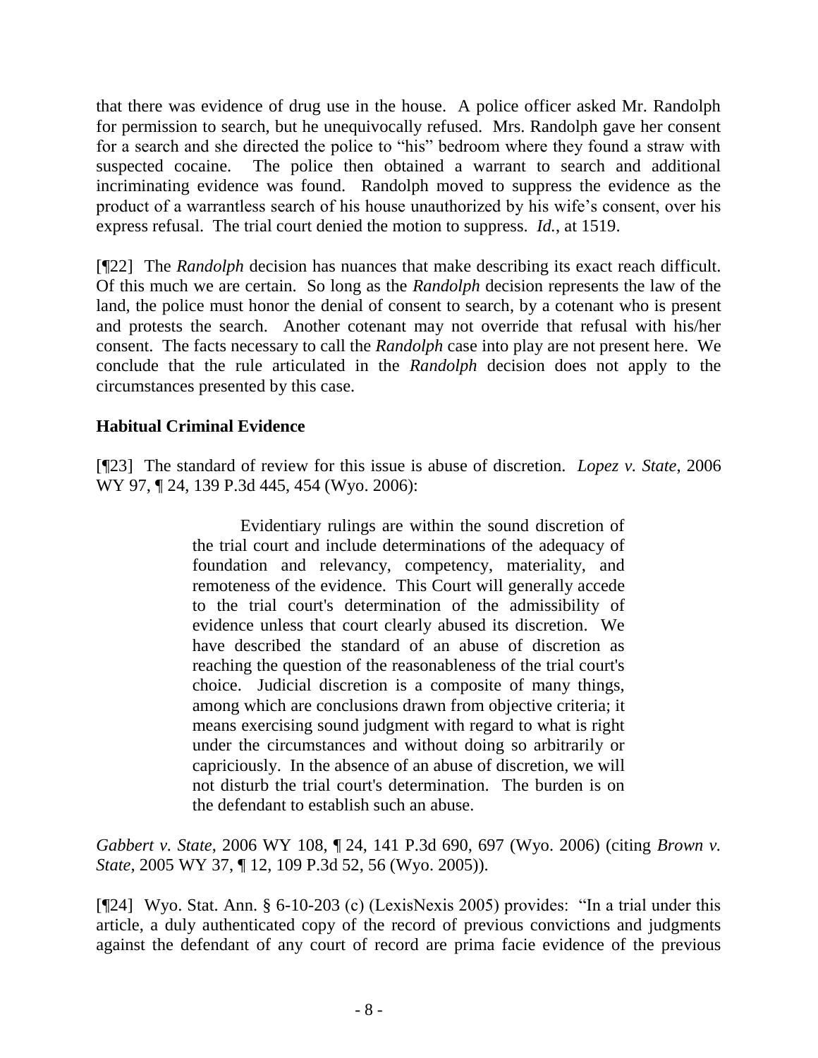that there was evidence of drug use in the house. A police officer asked Mr. Randolph for permission to search, but he unequivocally refused. Mrs. Randolph gave her consent for a search and she directed the police to "his" bedroom where they found a straw with suspected cocaine. The police then obtained a warrant to search and additional incriminating evidence was found. Randolph moved to suppress the evidence as the product of a warrantless search of his house unauthorized by his wife's consent, over his express refusal. The trial court denied the motion to suppress. *Id.*, at 1519.

[¶22] The *Randolph* decision has nuances that make describing its exact reach difficult. Of this much we are certain. So long as the *Randolph* decision represents the law of the land, the police must honor the denial of consent to search, by a cotenant who is present and protests the search. Another cotenant may not override that refusal with his/her consent. The facts necessary to call the *Randolph* case into play are not present here. We conclude that the rule articulated in the *Randolph* decision does not apply to the circumstances presented by this case.

## Habitual Criminal Evidence

[¶23] The standard of review for this issue is abuse of discretion. *Lopez v. State*, 2006 WY 97, ¶ 24, 139 P.3d 445, 454 (Wyo. 2006):

> Evidentiary rulings are within the sound discretion of the trial court and include determinations of the adequacy of foundation and relevancy, competency, materiality, and remoteness of the evidence. This Court will generally accede to the trial court's determination of the admissibility of evidence unless that court clearly abused its discretion. We have described the standard of an abuse of discretion as reaching the question of the reasonableness of the trial court's choice. Judicial discretion is a composite of many things, among which are conclusions drawn from objective criteria; it means exercising sound judgment with regard to what is right under the circumstances and without doing so arbitrarily or capriciously. In the absence of an abuse of discretion, we will not disturb the trial court's determination. The burden is on the defendant to establish such an abuse.

*Gabbert v. State*, 2006 WY 108, ¶ 24, 141 P.3d 690, 697 (Wyo. 2006) (citing *Brown v. State*, 2005 WY 37, ¶ 12, 109 P.3d 52, 56 (Wyo. 2005)).

[¶24] Wyo. Stat. Ann. § 6-10-203 (c) (LexisNexis 2005) provides: "In a trial under this article, a duly authenticated copy of the record of previous convictions and judgments against the defendant of any court of record are prima facie evidence of the previous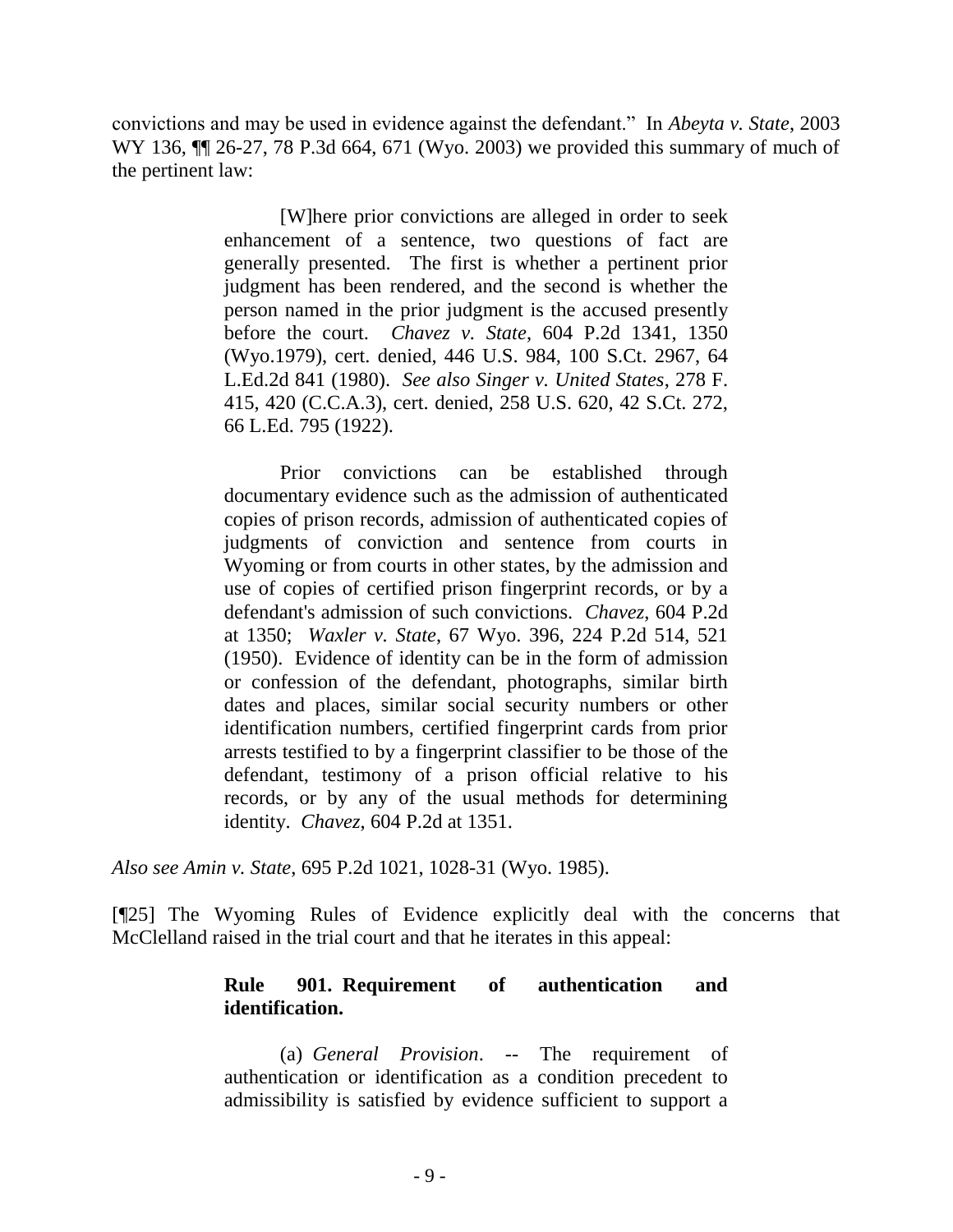convictions and may be used in evidence against the defendant." In *Abeyta v. State*, 2003 WY 136, ¶¶ 26-27, 78 P.3d 664, 671 (Wyo. 2003) we provided this summary of much of the pertinent law:

> [W]here prior convictions are alleged in order to seek enhancement of a sentence, two questions of fact are generally presented. The first is whether a pertinent prior judgment has been rendered, and the second is whether the person named in the prior judgment is the accused presently before the court. *Chavez v. State*, 604 P.2d 1341, 1350 (Wyo.1979), cert. denied, 446 U.S. 984, 100 S.Ct. 2967, 64 L.Ed.2d 841 (1980). *See also Singer v. United States*, 278 F. 415, 420 (C.C.A.3), cert. denied, 258 U.S. 620, 42 S.Ct. 272, 66 L.Ed. 795 (1922).
>
> Prior convictions can be established through documentary evidence such as the admission of authenticated copies of prison records, admission of authenticated copies of judgments of conviction and sentence from courts in Wyoming or from courts in other states, by the admission and use of copies of certified prison fingerprint records, or by a defendant's admission of such convictions. *Chavez*, 604 P.2d at 1350; *Waxler v. State*, 67 Wyo. 396, 224 P.2d 514, 521 (1950). Evidence of identity can be in the form of admission or confession of the defendant, photographs, similar birth dates and places, similar social security numbers or other identification numbers, certified fingerprint cards from prior arrests testified to by a fingerprint classifier to be those of the defendant, testimony of a prison official relative to his records, or by any of the usual methods for determining identity. *Chavez*, 604 P.2d at 1351.

*Also see Amin v. State*, 695 P.2d 1021, 1028-31 (Wyo. 1985).

[¶25] The Wyoming Rules of Evidence explicitly deal with the concerns that McClelland raised in the trial court and that he iterates in this appeal:

> **Rule 901. Requirement of authentication and identification.**
>
> (a) *General Provision*. -- The requirement of authentication or identification as a condition precedent to admissibility is satisfied by evidence sufficient to support a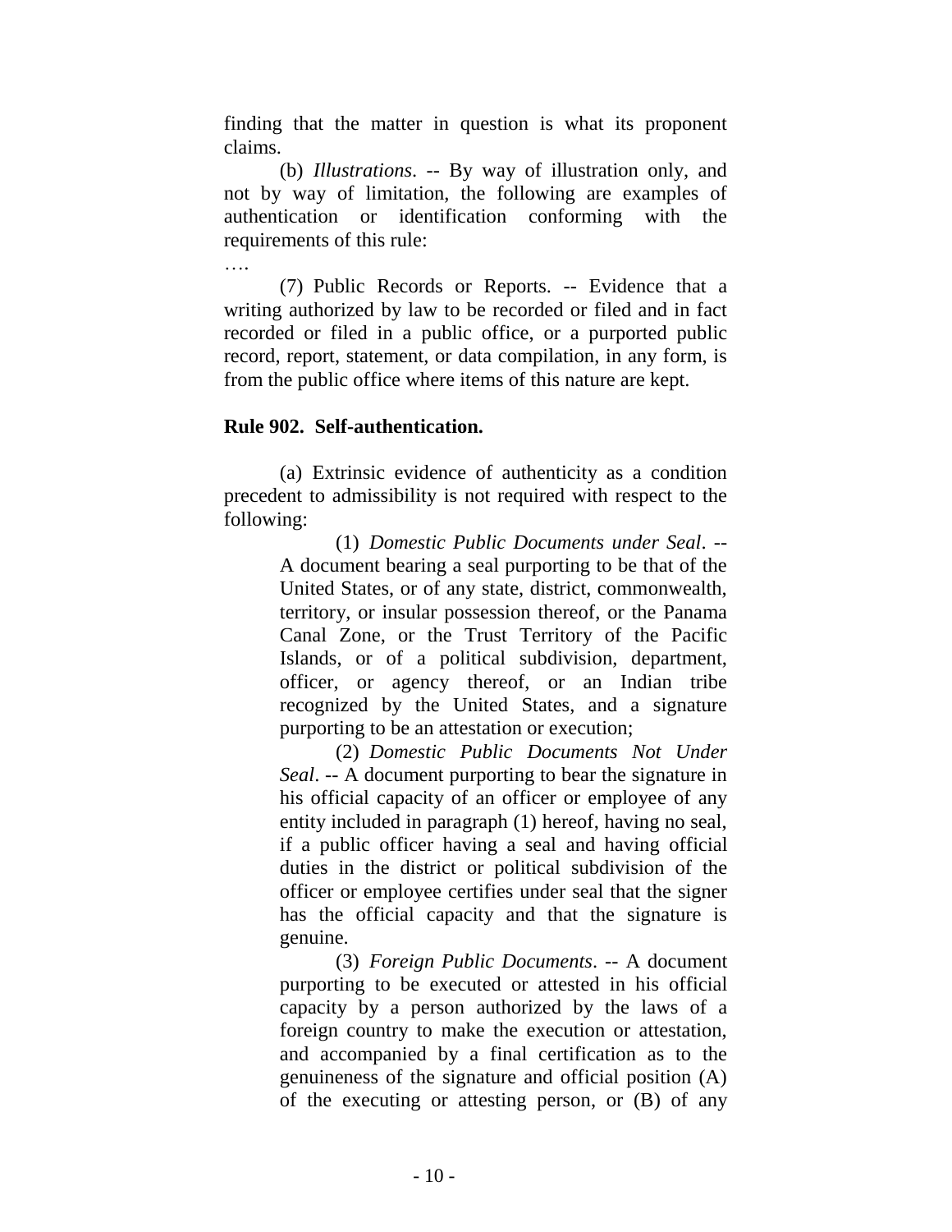finding that the matter in question is what its proponent claims.

(b) *Illustrations*. -- By way of illustration only, and not by way of limitation, the following are examples of authentication or identification conforming with the requirements of this rule:

….

(7) Public Records or Reports. -- Evidence that a writing authorized by law to be recorded or filed and in fact recorded or filed in a public office, or a purported public record, report, statement, or data compilation, in any form, is from the public office where items of this nature are kept.

**Rule 902. Self-authentication.**

(a) Extrinsic evidence of authenticity as a condition precedent to admissibility is not required with respect to the following:

> (1) *Domestic Public Documents under Seal*. -- A document bearing a seal purporting to be that of the United States, or of any state, district, commonwealth, territory, or insular possession thereof, or the Panama Canal Zone, or the Trust Territory of the Pacific Islands, or of a political subdivision, department, officer, or agency thereof, or an Indian tribe recognized by the United States, and a signature purporting to be an attestation or execution;
>
> (2) *Domestic Public Documents Not Under Seal*. -- A document purporting to bear the signature in his official capacity of an officer or employee of any entity included in paragraph (1) hereof, having no seal, if a public officer having a seal and having official duties in the district or political subdivision of the officer or employee certifies under seal that the signer has the official capacity and that the signature is genuine.
>
> (3) *Foreign Public Documents*. -- A document purporting to be executed or attested in his official capacity by a person authorized by the laws of a foreign country to make the execution or attestation, and accompanied by a final certification as to the genuineness of the signature and official position (A) of the executing or attesting person, or (B) of any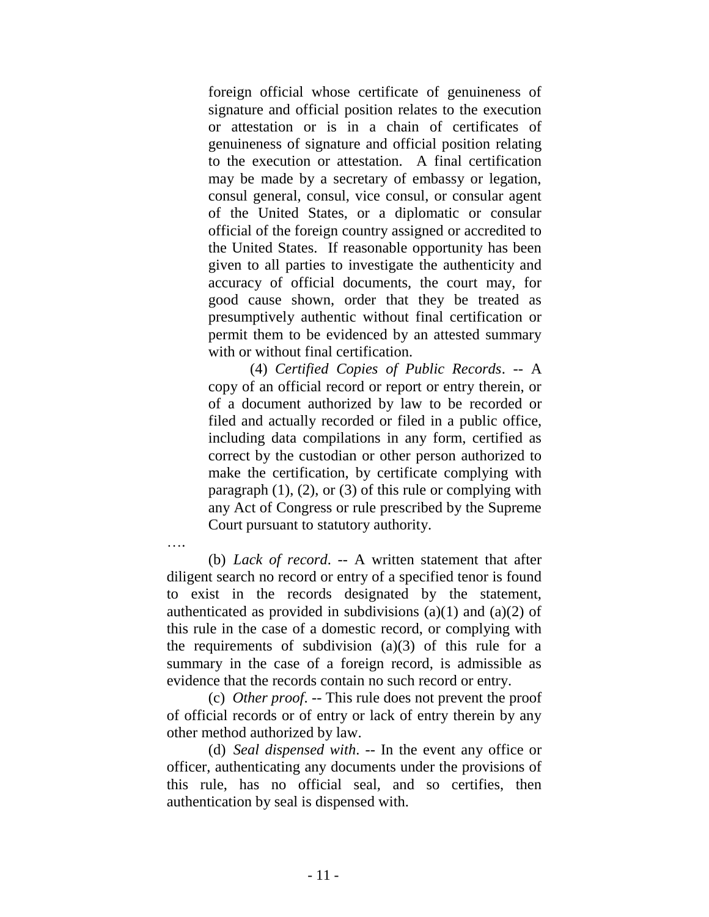foreign official whose certificate of genuineness of signature and official position relates to the execution or attestation or is in a chain of certificates of genuineness of signature and official position relating to the execution or attestation. A final certification may be made by a secretary of embassy or legation, consul general, consul, vice consul, or consular agent of the United States, or a diplomatic or consular official of the foreign country assigned or accredited to the United States. If reasonable opportunity has been given to all parties to investigate the authenticity and accuracy of official documents, the court may, for good cause shown, order that they be treated as presumptively authentic without final certification or permit them to be evidenced by an attested summary with or without final certification.

> (4) *Certified Copies of Public Records*. -- A copy of an official record or report or entry therein, or of a document authorized by law to be recorded or filed and actually recorded or filed in a public office, including data compilations in any form, certified as correct by the custodian or other person authorized to make the certification, by certificate complying with paragraph (1), (2), or (3) of this rule or complying with any Act of Congress or rule prescribed by the Supreme Court pursuant to statutory authority.

….

(b) *Lack of record*. -- A written statement that after diligent search no record or entry of a specified tenor is found to exist in the records designated by the statement, authenticated as provided in subdivisions (a)(1) and (a)(2) of this rule in the case of a domestic record, or complying with the requirements of subdivision (a)(3) of this rule for a summary in the case of a foreign record, is admissible as evidence that the records contain no such record or entry.

(c) *Other proof*. -- This rule does not prevent the proof of official records or of entry or lack of entry therein by any other method authorized by law.

(d) *Seal dispensed with*. -- In the event any office or officer, authenticating any documents under the provisions of this rule, has no official seal, and so certifies, then authentication by seal is dispensed with.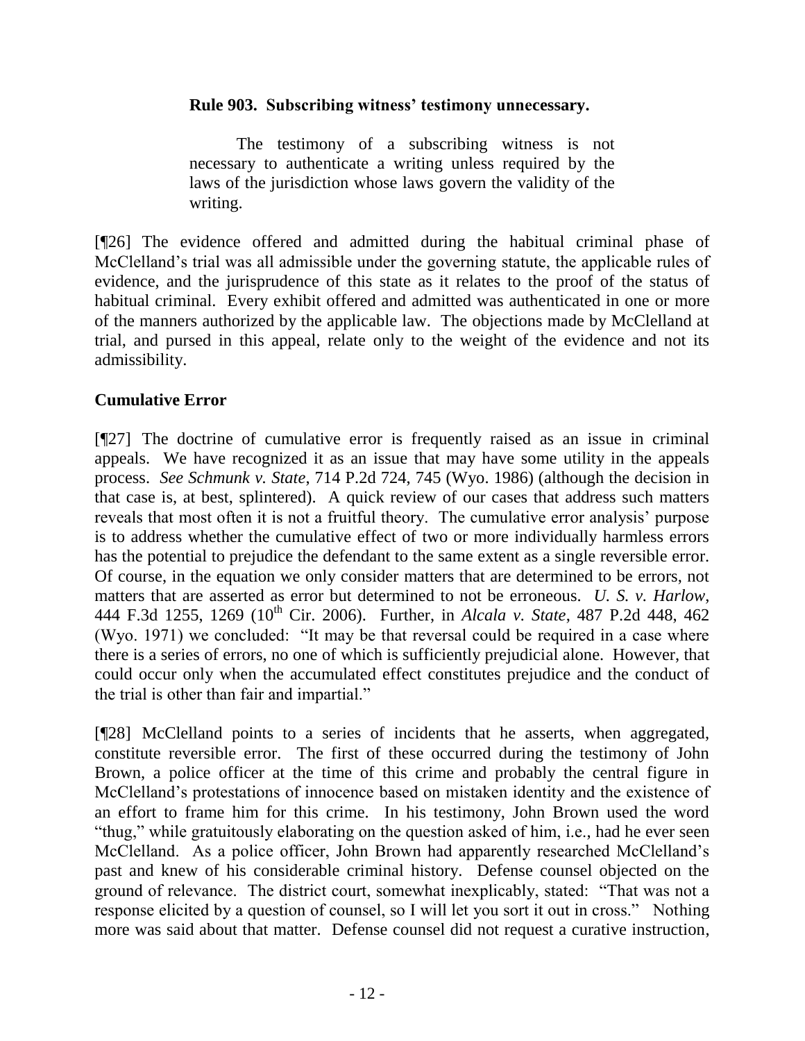**Rule 903. Subscribing witness' testimony unnecessary.**

> The testimony of a subscribing witness is not necessary to authenticate a writing unless required by the laws of the jurisdiction whose laws govern the validity of the writing.

[¶26] The evidence offered and admitted during the habitual criminal phase of McClelland's trial was all admissible under the governing statute, the applicable rules of evidence, and the jurisprudence of this state as it relates to the proof of the status of habitual criminal. Every exhibit offered and admitted was authenticated in one or more of the manners authorized by the applicable law. The objections made by McClelland at trial, and pursed in this appeal, relate only to the weight of the evidence and not its admissibility.

## Cumulative Error

[¶27] The doctrine of cumulative error is frequently raised as an issue in criminal appeals. We have recognized it as an issue that may have some utility in the appeals process. *See Schmunk v. State*, 714 P.2d 724, 745 (Wyo. 1986) (although the decision in that case is, at best, splintered). A quick review of our cases that address such matters reveals that most often it is not a fruitful theory. The cumulative error analysis' purpose is to address whether the cumulative effect of two or more individually harmless errors has the potential to prejudice the defendant to the same extent as a single reversible error. Of course, in the equation we only consider matters that are determined to be errors, not matters that are asserted as error but determined to not be erroneous. *U. S. v. Harlow*, 444 F.3d 1255, 1269 (10th Cir. 2006). Further, in *Alcala v. State*, 487 P.2d 448, 462 (Wyo. 1971) we concluded: "It may be that reversal could be required in a case where there is a series of errors, no one of which is sufficiently prejudicial alone. However, that could occur only when the accumulated effect constitutes prejudice and the conduct of the trial is other than fair and impartial."

[¶28] McClelland points to a series of incidents that he asserts, when aggregated, constitute reversible error. The first of these occurred during the testimony of John Brown, a police officer at the time of this crime and probably the central figure in McClelland's protestations of innocence based on mistaken identity and the existence of an effort to frame him for this crime. In his testimony, John Brown used the word "thug," while gratuitously elaborating on the question asked of him, i.e., had he ever seen McClelland. As a police officer, John Brown had apparently researched McClelland's past and knew of his considerable criminal history. Defense counsel objected on the ground of relevance. The district court, somewhat inexplicably, stated: "That was not a response elicited by a question of counsel, so I will let you sort it out in cross." Nothing more was said about that matter. Defense counsel did not request a curative instruction,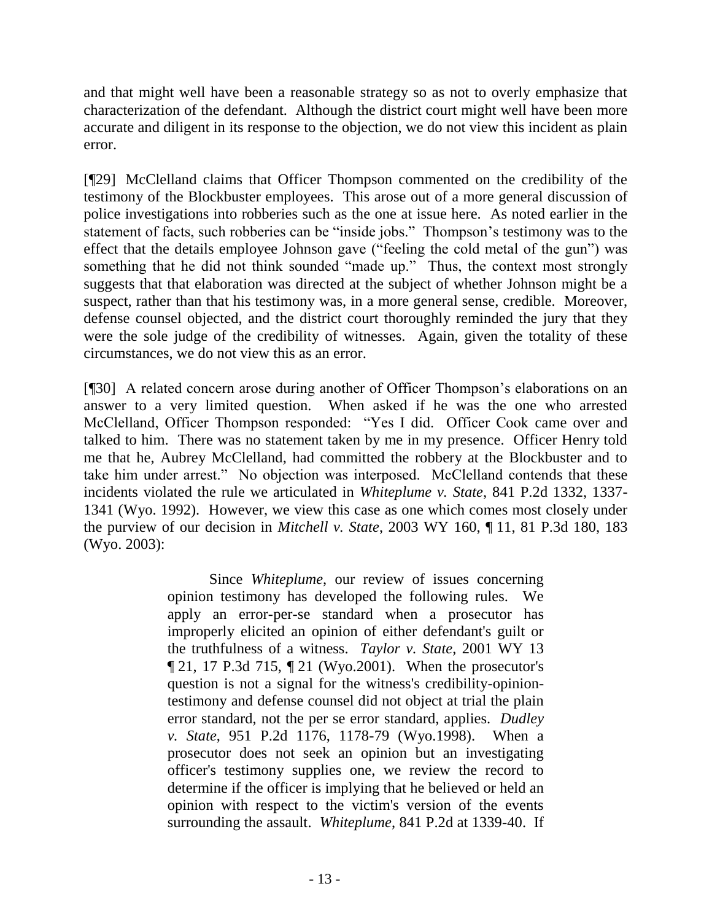and that might well have been a reasonable strategy so as not to overly emphasize that characterization of the defendant. Although the district court might well have been more accurate and diligent in its response to the objection, we do not view this incident as plain error.

[¶29] McClelland claims that Officer Thompson commented on the credibility of the testimony of the Blockbuster employees. This arose out of a more general discussion of police investigations into robberies such as the one at issue here. As noted earlier in the statement of facts, such robberies can be "inside jobs." Thompson's testimony was to the effect that the details employee Johnson gave ("feeling the cold metal of the gun") was something that he did not think sounded "made up." Thus, the context most strongly suggests that that elaboration was directed at the subject of whether Johnson might be a suspect, rather than that his testimony was, in a more general sense, credible. Moreover, defense counsel objected, and the district court thoroughly reminded the jury that they were the sole judge of the credibility of witnesses. Again, given the totality of these circumstances, we do not view this as an error.

[¶30] A related concern arose during another of Officer Thompson's elaborations on an answer to a very limited question. When asked if he was the one who arrested McClelland, Officer Thompson responded: "Yes I did. Officer Cook came over and talked to him. There was no statement taken by me in my presence. Officer Henry told me that he, Aubrey McClelland, had committed the robbery at the Blockbuster and to take him under arrest." No objection was interposed. McClelland contends that these incidents violated the rule we articulated in *Whiteplume v. State*, 841 P.2d 1332, 1337-1341 (Wyo. 1992). However, we view this case as one which comes most closely under the purview of our decision in *Mitchell v. State*, 2003 WY 160, ¶ 11, 81 P.3d 180, 183 (Wyo. 2003):

> Since *Whiteplume*, our review of issues concerning opinion testimony has developed the following rules. We apply an error-per-se standard when a prosecutor has improperly elicited an opinion of either defendant's guilt or the truthfulness of a witness. *Taylor v. State*, 2001 WY 13 ¶ 21, 17 P.3d 715, ¶ 21 (Wyo.2001). When the prosecutor's question is not a signal for the witness's credibility-opinion-testimony and defense counsel did not object at trial the plain error standard, not the per se error standard, applies. *Dudley v. State*, 951 P.2d 1176, 1178-79 (Wyo.1998). When a prosecutor does not seek an opinion but an investigating officer's testimony supplies one, we review the record to determine if the officer is implying that he believed or held an opinion with respect to the victim's version of the events surrounding the assault. *Whiteplume*, 841 P.2d at 1339-40. If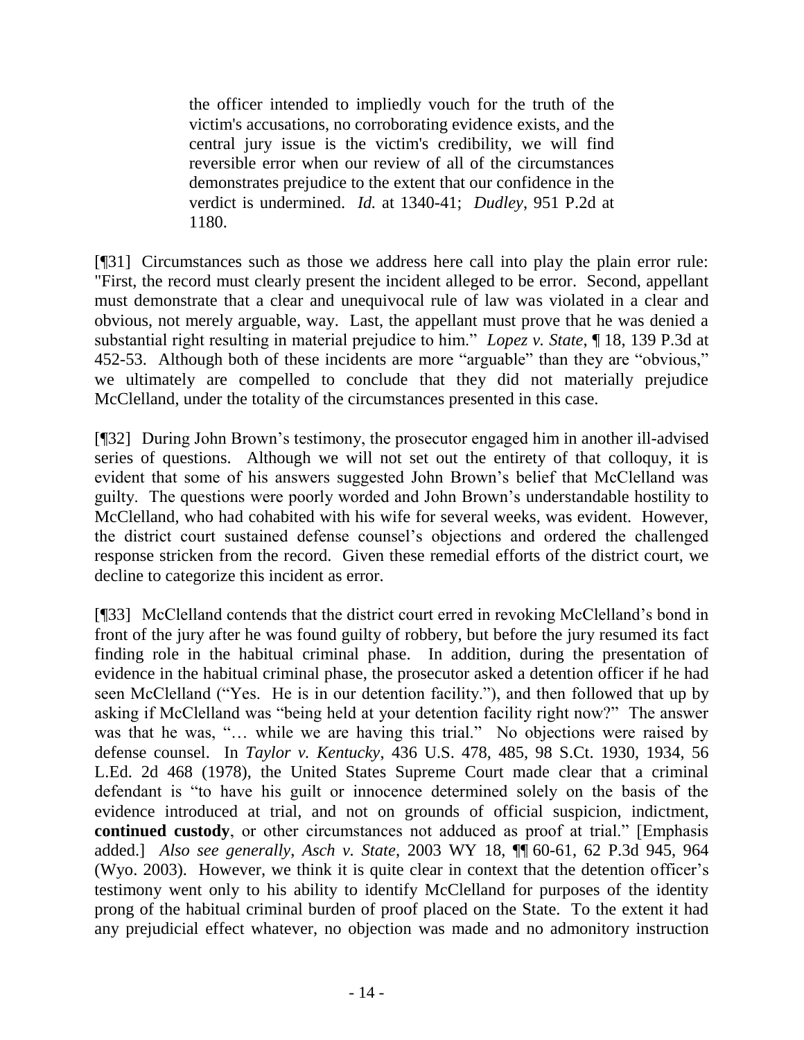> the officer intended to impliedly vouch for the truth of the victim's accusations, no corroborating evidence exists, and the central jury issue is the victim's credibility, we will find reversible error when our review of all of the circumstances demonstrates prejudice to the extent that our confidence in the verdict is undermined. *Id.* at 1340-41; *Dudley*, 951 P.2d at 1180.

[¶31] Circumstances such as those we address here call into play the plain error rule: "First, the record must clearly present the incident alleged to be error. Second, appellant must demonstrate that a clear and unequivocal rule of law was violated in a clear and obvious, not merely arguable, way. Last, the appellant must prove that he was denied a substantial right resulting in material prejudice to him." *Lopez v. State*, ¶ 18, 139 P.3d at 452-53. Although both of these incidents are more "arguable" than they are "obvious," we ultimately are compelled to conclude that they did not materially prejudice McClelland, under the totality of the circumstances presented in this case.

[¶32] During John Brown's testimony, the prosecutor engaged him in another ill-advised series of questions. Although we will not set out the entirety of that colloquy, it is evident that some of his answers suggested John Brown's belief that McClelland was guilty. The questions were poorly worded and John Brown's understandable hostility to McClelland, who had cohabited with his wife for several weeks, was evident. However, the district court sustained defense counsel's objections and ordered the challenged response stricken from the record. Given these remedial efforts of the district court, we decline to categorize this incident as error.

[¶33] McClelland contends that the district court erred in revoking McClelland's bond in front of the jury after he was found guilty of robbery, but before the jury resumed its fact finding role in the habitual criminal phase. In addition, during the presentation of evidence in the habitual criminal phase, the prosecutor asked a detention officer if he had seen McClelland ("Yes. He is in our detention facility."), and then followed that up by asking if McClelland was "being held at your detention facility right now?" The answer was that he was, "… while we are having this trial." No objections were raised by defense counsel. In *Taylor v. Kentucky*, 436 U.S. 478, 485, 98 S.Ct. 1930, 1934, 56 L.Ed. 2d 468 (1978), the United States Supreme Court made clear that a criminal defendant is "to have his guilt or innocence determined solely on the basis of the evidence introduced at trial, and not on grounds of official suspicion, indictment, **continued custody**, or other circumstances not adduced as proof at trial." [Emphasis added.] *Also see generally*, *Asch v. State*, 2003 WY 18, ¶¶ 60-61, 62 P.3d 945, 964 (Wyo. 2003). However, we think it is quite clear in context that the detention officer's testimony went only to his ability to identify McClelland for purposes of the identity prong of the habitual criminal burden of proof placed on the State. To the extent it had any prejudicial effect whatever, no objection was made and no admonitory instruction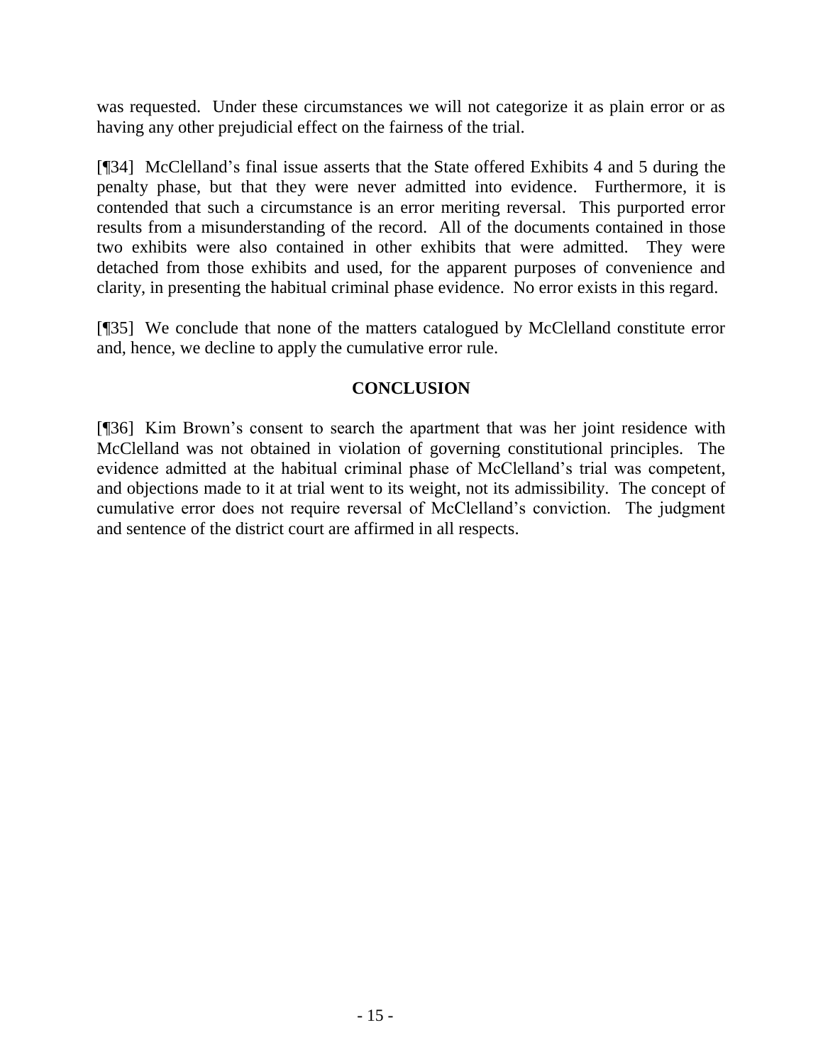was requested. Under these circumstances we will not categorize it as plain error or as having any other prejudicial effect on the fairness of the trial.

[¶34] McClelland's final issue asserts that the State offered Exhibits 4 and 5 during the penalty phase, but that they were never admitted into evidence. Furthermore, it is contended that such a circumstance is an error meriting reversal. This purported error results from a misunderstanding of the record. All of the documents contained in those two exhibits were also contained in other exhibits that were admitted. They were detached from those exhibits and used, for the apparent purposes of convenience and clarity, in presenting the habitual criminal phase evidence. No error exists in this regard.

[¶35] We conclude that none of the matters catalogued by McClelland constitute error and, hence, we decline to apply the cumulative error rule.

## CONCLUSION

[¶36] Kim Brown's consent to search the apartment that was her joint residence with McClelland was not obtained in violation of governing constitutional principles. The evidence admitted at the habitual criminal phase of McClelland's trial was competent, and objections made to it at trial went to its weight, not its admissibility. The concept of cumulative error does not require reversal of McClelland's conviction. The judgment and sentence of the district court are affirmed in all respects.